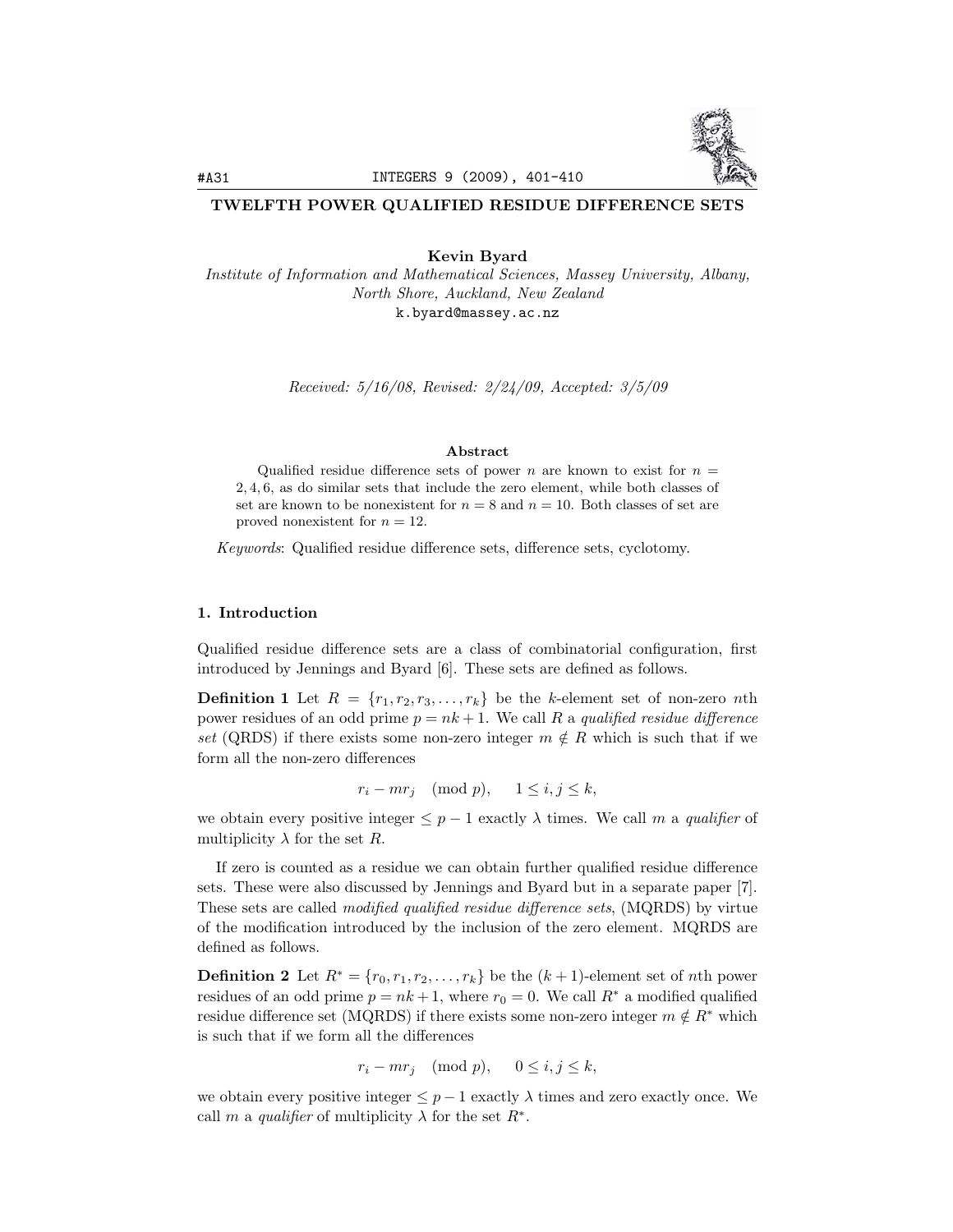# TWELFTH POWER QUALIFIED RESIDUE DIFFERENCE SETS

**Kevin Byard**
*Institute of Information and Mathematical Sciences, Massey University, Albany, North Shore, Auckland, New Zealand*
k.byard@massey.ac.nz

*Received: 5/16/08, Revised: 2/24/09, Accepted: 3/5/09*

### Abstract

Qualified residue difference sets of power $n$ are known to exist for $n = 2, 4, 6$, as do similar sets that include the zero element, while both classes of set are known to be nonexistent for $n = 8$ and $n = 10$. Both classes of set are proved nonexistent for $n = 12$.

*Keywords*: Qualified residue difference sets, difference sets, cyclotomy.

## 1. Introduction

Qualified residue difference sets are a class of combinatorial configuration, first introduced by Jennings and Byard [6]. These sets are defined as follows.

**Definition 1** Let $R = \{r_1, r_2, r_3, \ldots, r_k\}$ be the $k$-element set of non-zero $n$th power residues of an odd prime $p = nk + 1$. We call $R$ a *qualified residue difference set* (QRDS) if there exists some non-zero integer $m \notin R$ which is such that if we form all the non-zero differences

$$r_i - mr_j \pmod{p}, \qquad 1 \le i, j \le k,$$

we obtain every positive integer $\le p - 1$ exactly $\lambda$ times. We call $m$ a *qualifier* of multiplicity $\lambda$ for the set $R$.

If zero is counted as a residue we can obtain further qualified residue difference sets. These were also discussed by Jennings and Byard but in a separate paper [7]. These sets are called *modified qualified residue difference sets*, (MQRDS) by virtue of the modification introduced by the inclusion of the zero element. MQRDS are defined as follows.

**Definition 2** Let $R^* = \{r_0, r_1, r_2, \ldots, r_k\}$ be the $(k+1)$-element set of $n$th power residues of an odd prime $p = nk + 1$, where $r_0 = 0$. We call $R^*$ a modified qualified residue difference set (MQRDS) if there exists some non-zero integer $m \notin R^*$ which is such that if we form all the differences

$$r_i - mr_j \pmod{p}, \qquad 0 \le i, j \le k,$$

we obtain every positive integer $\le p - 1$ exactly $\lambda$ times and zero exactly once. We call $m$ a *qualifier* of multiplicity $\lambda$ for the set $R^*$.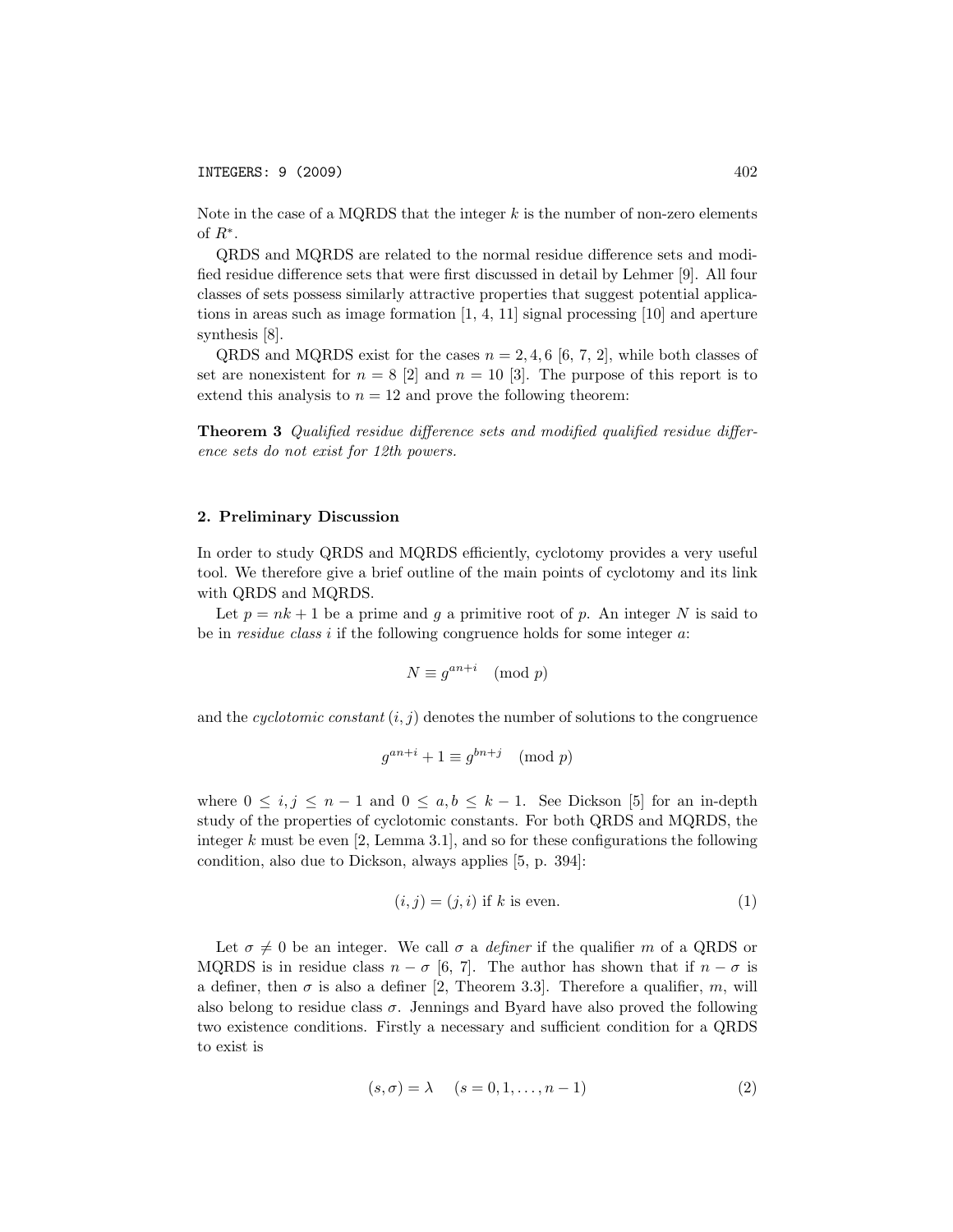Note in the case of a MQRDS that the integer $k$ is the number of non-zero elements of $R^*$.

QRDS and MQRDS are related to the normal residue difference sets and modified residue difference sets that were first discussed in detail by Lehmer [9]. All four classes of sets possess similarly attractive properties that suggest potential applications in areas such as image formation [1, 4, 11] signal processing [10] and aperture synthesis [8].

QRDS and MQRDS exist for the cases $n = 2, 4, 6$ [6, 7, 2], while both classes of set are nonexistent for $n = 8$ [2] and $n = 10$ [3]. The purpose of this report is to extend this analysis to $n = 12$ and prove the following theorem:

**Theorem 3** *Qualified residue difference sets and modified qualified residue difference sets do not exist for 12th powers.*

## 2. Preliminary Discussion

In order to study QRDS and MQRDS efficiently, cyclotomy provides a very useful tool. We therefore give a brief outline of the main points of cyclotomy and its link with QRDS and MQRDS.

Let $p = nk + 1$ be a prime and $g$ a primitive root of $p$. An integer $N$ is said to be in *residue class* $i$ if the following congruence holds for some integer $a$:

$$N \equiv g^{an+i} \pmod{p}$$

and the *cyclotomic constant* $(i, j)$ denotes the number of solutions to the congruence

$$g^{an+i} + 1 \equiv g^{bn+j} \pmod{p}$$

where $0 \le i, j \le n - 1$ and $0 \le a, b \le k - 1$. See Dickson [5] for an in-depth study of the properties of cyclotomic constants. For both QRDS and MQRDS, the integer $k$ must be even [2, Lemma 3.1], and so for these configurations the following condition, also due to Dickson, always applies [5, p. 394]:

$$(i, j) = (j, i) \text{ if } k \text{ is even.} \tag{1}$$

Let $\sigma \neq 0$ be an integer. We call $\sigma$ a *definer* if the qualifier $m$ of a QRDS or MQRDS is in residue class $n - \sigma$ [6, 7]. The author has shown that if $n - \sigma$ is a definer, then $\sigma$ is also a definer [2, Theorem 3.3]. Therefore a qualifier, $m$, will also belong to residue class $\sigma$. Jennings and Byard have also proved the following two existence conditions. Firstly a necessary and sufficient condition for a QRDS to exist is

$$(s, \sigma) = \lambda \quad (s = 0, 1, \ldots, n - 1) \tag{2}$$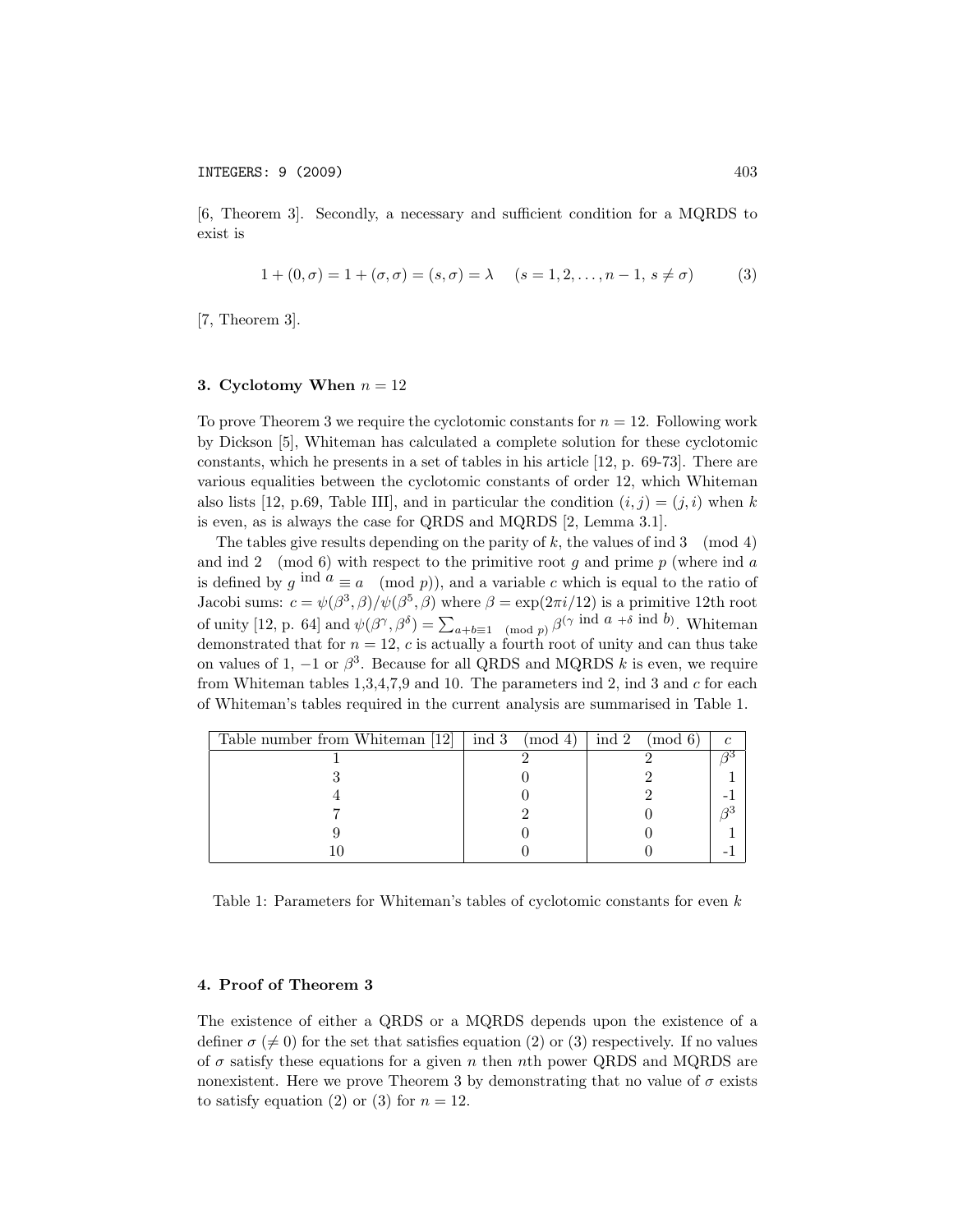[6, Theorem 3]. Secondly, a necessary and sufficient condition for a MQRDS to exist is

$$1 + (0, \sigma) = 1 + (\sigma, \sigma) = (s, \sigma) = \lambda \quad (s = 1, 2, \ldots, n-1,\ s \neq \sigma) \tag{3}$$

[7, Theorem 3].

## 3. Cyclotomy When $n = 12$

To prove Theorem 3 we require the cyclotomic constants for $n = 12$. Following work by Dickson [5], Whiteman has calculated a complete solution for these cyclotomic constants, which he presents in a set of tables in his article [12, p. 69-73]. There are various equalities between the cyclotomic constants of order 12, which Whiteman also lists [12, p.69, Table III], and in particular the condition $(i, j) = (j, i)$ when $k$ is even, as is always the case for QRDS and MQRDS [2, Lemma 3.1].

The tables give results depending on the parity of $k$, the values of ind $3 \pmod 4$ and ind $2 \pmod 6$ with respect to the primitive root $g$ and prime $p$ (where ind $a$ is defined by $g^{\text{ind } a} \equiv a \pmod p$), and a variable $c$ which is equal to the ratio of Jacobi sums: $c = \psi(\beta^3, \beta)/\psi(\beta^5, \beta)$ where $\beta = \exp(2\pi i/12)$ is a primitive 12th root of unity [12, p. 64] and $\psi(\beta^\gamma, \beta^\delta) = \sum_{a+b\equiv 1 \pmod p} \beta^{(\gamma \text{ ind } a + \delta \text{ ind } b)}$. Whiteman demonstrated that for $n = 12$, $c$ is actually a fourth root of unity and can thus take on values of 1, $-1$ or $\beta^3$. Because for all QRDS and MQRDS $k$ is even, we require from Whiteman tables 1,3,4,7,9 and 10. The parameters ind 2, ind 3 and $c$ for each of Whiteman's tables required in the current analysis are summarised in Table 1.

| Table number from Whiteman [12] | ind $3 \pmod 4$ | ind $2 \pmod 6$ | $c$ |
|---|---|---|---|
| 1 | 2 | 2 | $\beta^3$ |
| 3 | 0 | 2 | 1 |
| 4 | 0 | 2 | -1 |
| 7 | 2 | 0 | $\beta^3$ |
| 9 | 0 | 0 | 1 |
| 10 | 0 | 0 | -1 |

Table 1: Parameters for Whiteman's tables of cyclotomic constants for even $k$

## 4. Proof of Theorem 3

The existence of either a QRDS or a MQRDS depends upon the existence of a definer $\sigma$ ($\neq 0$) for the set that satisfies equation (2) or (3) respectively. If no values of $\sigma$ satisfy these equations for a given $n$ then $n$th power QRDS and MQRDS are nonexistent. Here we prove Theorem 3 by demonstrating that no value of $\sigma$ exists to satisfy equation (2) or (3) for $n = 12$.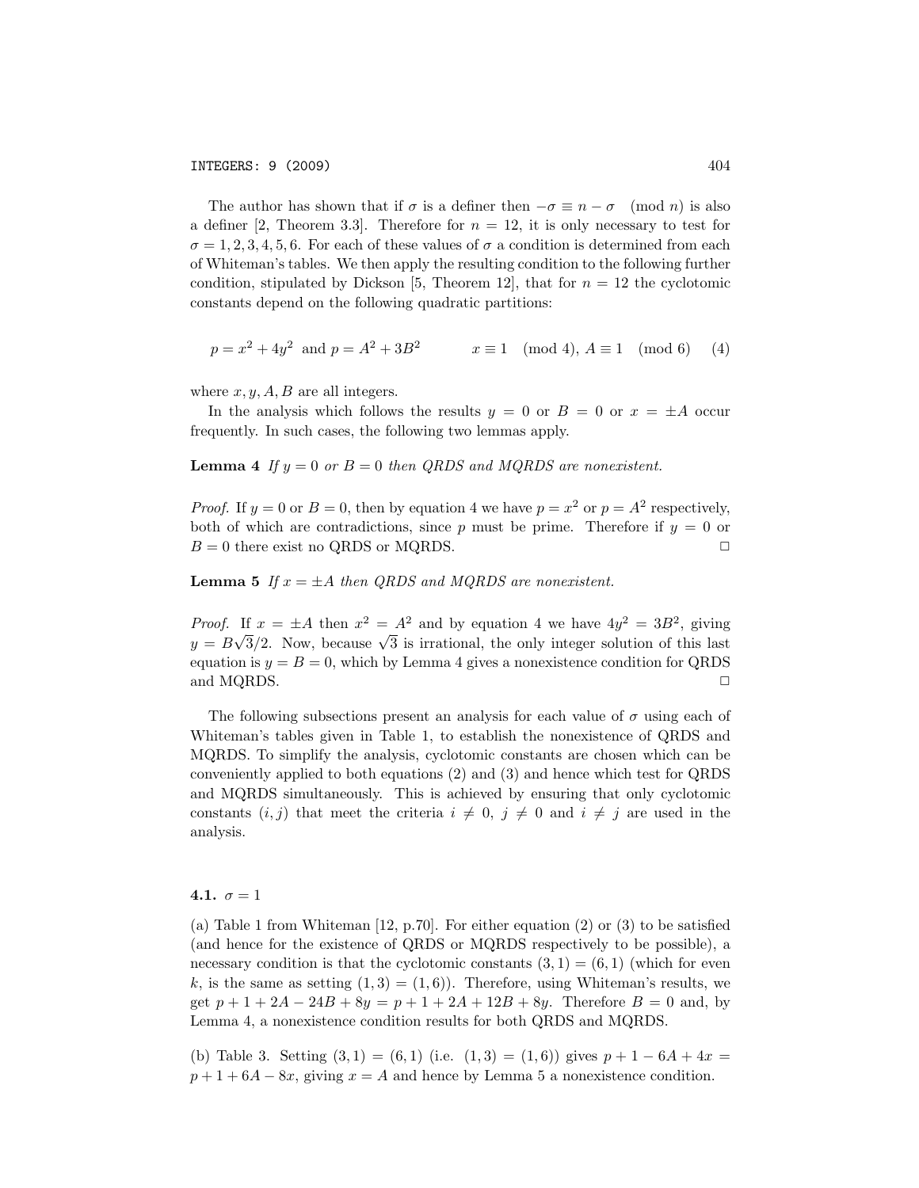The author has shown that if $\sigma$ is a definer then $-\sigma \equiv n - \sigma \pmod{n}$ is also a definer [2, Theorem 3.3]. Therefore for $n = 12$, it is only necessary to test for $\sigma = 1, 2, 3, 4, 5, 6$. For each of these values of $\sigma$ a condition is determined from each of Whiteman's tables. We then apply the resulting condition to the following further condition, stipulated by Dickson [5, Theorem 12], that for $n = 12$ the cyclotomic constants depend on the following quadratic partitions:

$$p = x^2 + 4y^2 \text{ and } p = A^2 + 3B^2 \qquad x \equiv 1 \pmod{4},\ A \equiv 1 \pmod{6} \qquad (4)$$

where $x, y, A, B$ are all integers.

In the analysis which follows the results $y = 0$ or $B = 0$ or $x = \pm A$ occur frequently. In such cases, the following two lemmas apply.

**Lemma 4** *If $y = 0$ or $B = 0$ then QRDS and MQRDS are nonexistent.*

*Proof.* If $y = 0$ or $B = 0$, then by equation 4 we have $p = x^2$ or $p = A^2$ respectively, both of which are contradictions, since $p$ must be prime. Therefore if $y = 0$ or $B = 0$ there exist no QRDS or MQRDS. □

**Lemma 5** *If $x = \pm A$ then QRDS and MQRDS are nonexistent.*

*Proof.* If $x = \pm A$ then $x^2 = A^2$ and by equation 4 we have $4y^2 = 3B^2$, giving $y = B\sqrt{3}/2$. Now, because $\sqrt{3}$ is irrational, the only integer solution of this last equation is $y = B = 0$, which by Lemma 4 gives a nonexistence condition for QRDS and MQRDS. □

The following subsections present an analysis for each value of $\sigma$ using each of Whiteman's tables given in Table 1, to establish the nonexistence of QRDS and MQRDS. To simplify the analysis, cyclotomic constants are chosen which can be conveniently applied to both equations (2) and (3) and hence which test for QRDS and MQRDS simultaneously. This is achieved by ensuring that only cyclotomic constants $(i, j)$ that meet the criteria $i \neq 0$, $j \neq 0$ and $i \neq j$ are used in the analysis.

### 4.1. $\sigma = 1$

(a) Table 1 from Whiteman [12, p.70]. For either equation (2) or (3) to be satisfied (and hence for the existence of QRDS or MQRDS respectively to be possible), a necessary condition is that the cyclotomic constants $(3, 1) = (6, 1)$ (which for even $k$, is the same as setting $(1, 3) = (1, 6)$). Therefore, using Whiteman's results, we get $p + 1 + 2A - 24B + 8y = p + 1 + 2A + 12B + 8y$. Therefore $B = 0$ and, by Lemma 4, a nonexistence condition results for both QRDS and MQRDS.

(b) Table 3. Setting $(3, 1) = (6, 1)$ (i.e. $(1, 3) = (1, 6)$) gives $p + 1 - 6A + 4x = p + 1 + 6A - 8x$, giving $x = A$ and hence by Lemma 5 a nonexistence condition.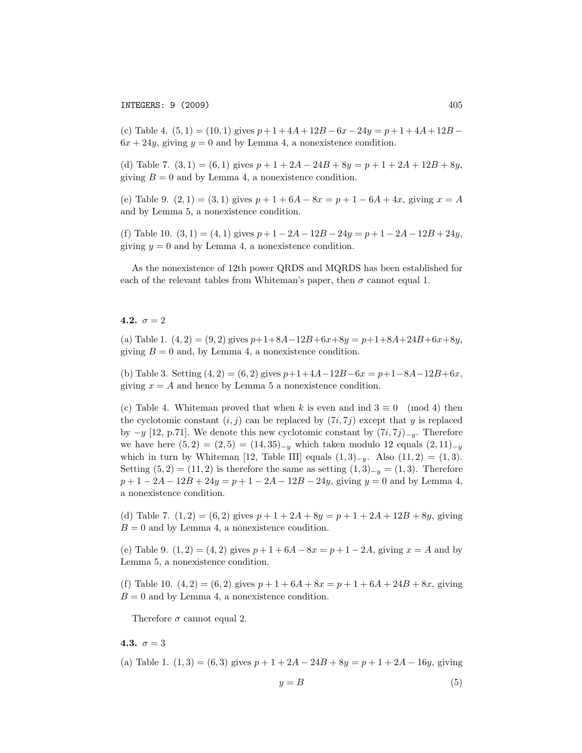(c) Table 4. $(5,1) = (10,1)$ gives $p+1+4A+12B-6x-24y = p+1+4A+12B-6x+24y$, giving $y = 0$ and by Lemma 4, a nonexistence condition.

(d) Table 7. $(3,1) = (6,1)$ gives $p+1+2A-24B+8y = p+1+2A+12B+8y$, giving $B = 0$ and by Lemma 4, a nonexistence condition.

(e) Table 9. $(2,1) = (3,1)$ gives $p+1+6A-8x = p+1-6A+4x$, giving $x = A$ and by Lemma 5, a nonexistence condition.

(f) Table 10. $(3,1) = (4,1)$ gives $p+1-2A-12B-24y = p+1-2A-12B+24y$, giving $y = 0$ and by Lemma 4, a nonexistence condition.

As the nonexistence of 12th power QRDS and MQRDS has been established for each of the relevant tables from Whiteman's paper, then $\sigma$ cannot equal 1.

### 4.2. $\sigma = 2$

(a) Table 1. $(4,2) = (9,2)$ gives $p+1+8A-12B+6x+8y = p+1+8A+24B+6x+8y$, giving $B = 0$ and, by Lemma 4, a nonexistence condition.

(b) Table 3. Setting $(4,2) = (6,2)$ gives $p+1+4A-12B-6x = p+1-8A-12B+6x$, giving $x = A$ and hence by Lemma 5 a nonexistence condition.

(c) Table 4. Whiteman proved that when $k$ is even and $\text{ind } 3 \equiv 0 \pmod 4$ then the cyclotomic constant $(i,j)$ can be replaced by $(7i, 7j)$ except that $y$ is replaced by $-y$ [12, p.71]. We denote this new cyclotomic constant by $(7i, 7j)_{-y}$. Therefore we have here $(5,2) = (2,5) = (14,35)_{-y}$ which taken modulo 12 equals $(2,11)_{-y}$ which in turn by Whiteman [12, Table III] equals $(1,3)_{-y}$. Also $(11,2) = (1,3)$. Setting $(5,2) = (11,2)$ is therefore the same as setting $(1,3)_{-y} = (1,3)$. Therefore $p+1-2A-12B+24y = p+1-2A-12B-24y$, giving $y = 0$ and by Lemma 4, a nonexistence condition.

(d) Table 7. $(1,2) = (6,2)$ gives $p+1+2A+8y = p+1+2A+12B+8y$, giving $B = 0$ and by Lemma 4, a nonexistence condition.

(e) Table 9. $(1,2) = (4,2)$ gives $p+1+6A-8x = p+1-2A$, giving $x = A$ and by Lemma 5, a nonexistence condition.

(f) Table 10. $(4,2) = (6,2)$ gives $p+1+6A+8x = p+1+6A+24B+8x$, giving $B = 0$ and by Lemma 4, a nonexistence condition.

Therefore $\sigma$ cannot equal 2.

### 4.3. $\sigma = 3$

(a) Table 1. $(1,3) = (6,3)$ gives $p+1+2A-24B+8y = p+1+2A-16y$, giving

$$y = B \tag{5}$$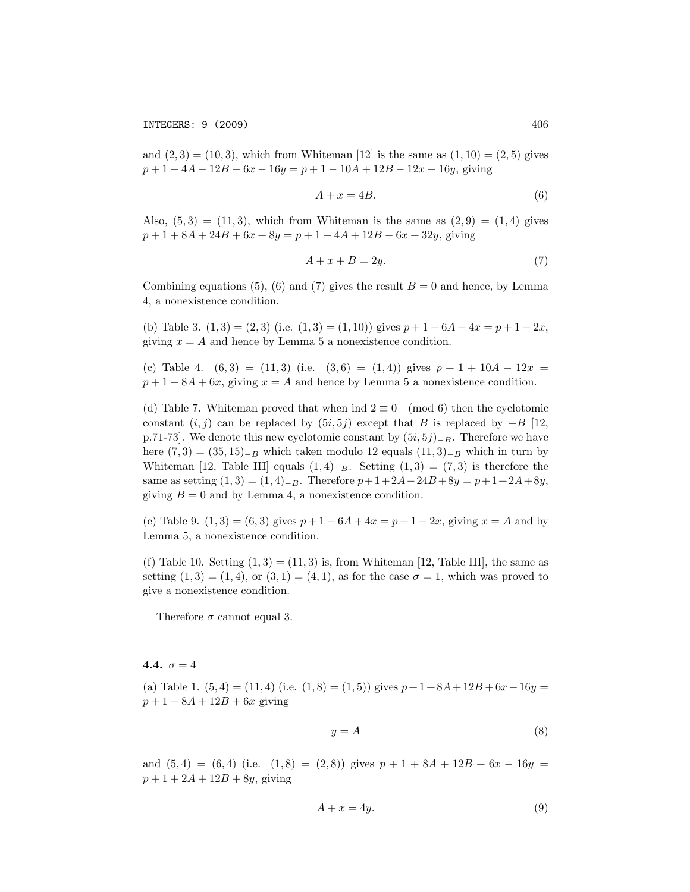and $(2,3) = (10,3)$, which from Whiteman [12] is the same as $(1,10) = (2,5)$ gives $p + 1 - 4A - 12B - 6x - 16y = p + 1 - 10A + 12B - 12x - 16y$, giving

$$A + x = 4B. \tag{6}$$

Also, $(5,3) = (11,3)$, which from Whiteman is the same as $(2,9) = (1,4)$ gives $p + 1 + 8A + 24B + 6x + 8y = p + 1 - 4A + 12B - 6x + 32y$, giving

$$A + x + B = 2y. \tag{7}$$

Combining equations (5), (6) and (7) gives the result $B = 0$ and hence, by Lemma 4, a nonexistence condition.

(b) Table 3. $(1,3) = (2,3)$ (i.e. $(1,3) = (1,10)$) gives $p + 1 - 6A + 4x = p + 1 - 2x$, giving $x = A$ and hence by Lemma 5 a nonexistence condition.

(c) Table 4. $(6,3) = (11,3)$ (i.e. $(3,6) = (1,4)$) gives $p + 1 + 10A - 12x = p + 1 - 8A + 6x$, giving $x = A$ and hence by Lemma 5 a nonexistence condition.

(d) Table 7. Whiteman proved that when ind $2 \equiv 0 \pmod 6$ then the cyclotomic constant $(i,j)$ can be replaced by $(5i, 5j)$ except that $B$ is replaced by $-B$ [12, p.71-73]. We denote this new cyclotomic constant by $(5i, 5j)_{-B}$. Therefore we have here $(7,3) = (35,15)_{-B}$ which taken modulo 12 equals $(11,3)_{-B}$ which in turn by Whiteman [12, Table III] equals $(1,4)_{-B}$. Setting $(1,3) = (7,3)$ is therefore the same as setting $(1,3) = (1,4)_{-B}$. Therefore $p+1+2A-24B+8y = p+1+2A+8y$, giving $B = 0$ and by Lemma 4, a nonexistence condition.

(e) Table 9. $(1,3) = (6,3)$ gives $p + 1 - 6A + 4x = p + 1 - 2x$, giving $x = A$ and by Lemma 5, a nonexistence condition.

(f) Table 10. Setting $(1,3) = (11,3)$ is, from Whiteman [12, Table III], the same as setting $(1,3) = (1,4)$, or $(3,1) = (4,1)$, as for the case $\sigma = 1$, which was proved to give a nonexistence condition.

Therefore $\sigma$ cannot equal 3.

### 4.4. $\sigma = 4$

(a) Table 1. $(5,4) = (11,4)$ (i.e. $(1,8) = (1,5)$) gives $p+1+8A+12B+6x-16y = p + 1 - 8A + 12B + 6x$ giving

$$y = A \tag{8}$$

and $(5,4) = (6,4)$ (i.e. $(1,8) = (2,8)$) gives $p + 1 + 8A + 12B + 6x - 16y = p + 1 + 2A + 12B + 8y$, giving

$$A + x = 4y. \tag{9}$$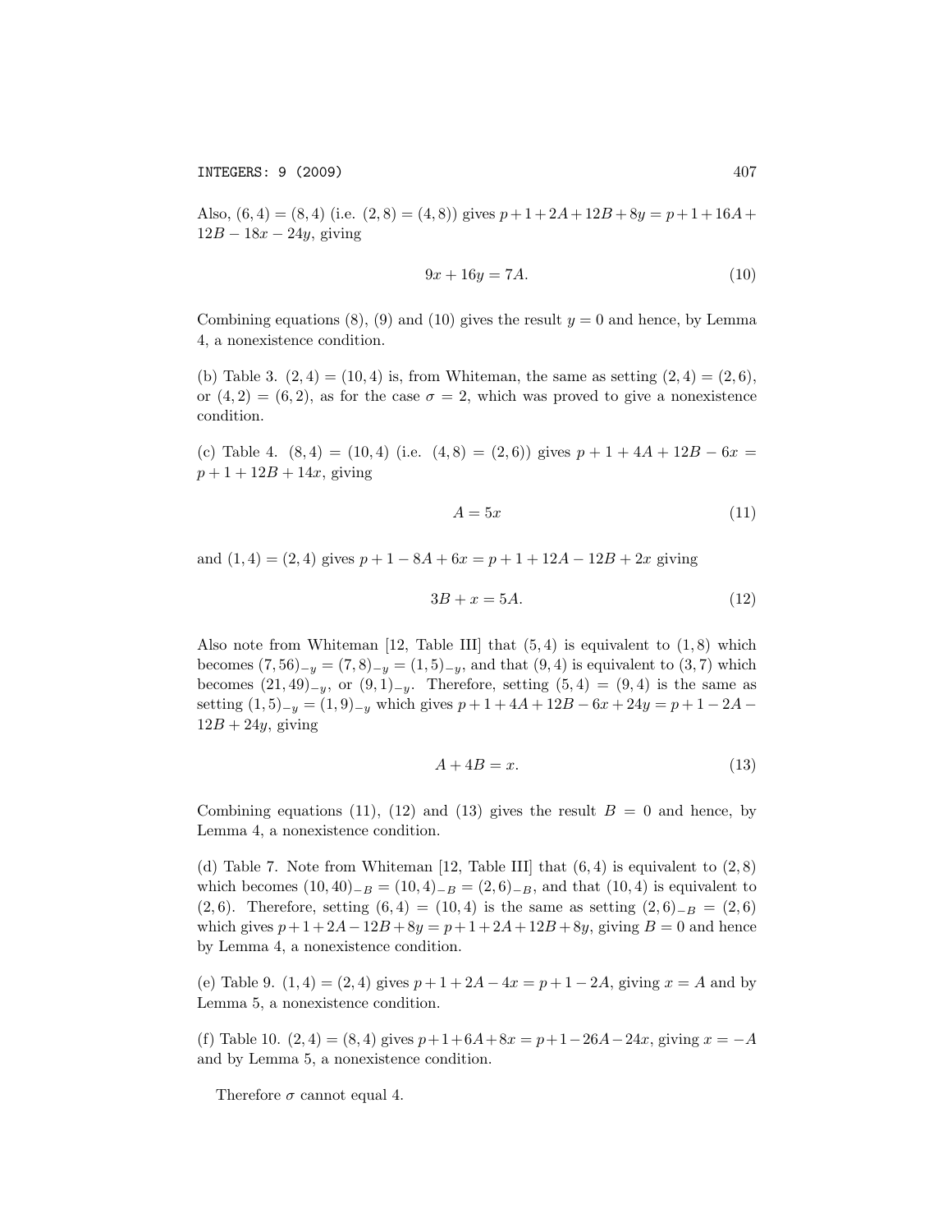Also, $(6,4) = (8,4)$ (i.e. $(2,8) = (4,8)$) gives $p+1+2A+12B+8y = p+1+16A+12B-18x-24y$, giving

$$9x + 16y = 7A. \tag{10}$$

Combining equations (8), (9) and (10) gives the result $y = 0$ and hence, by Lemma 4, a nonexistence condition.

(b) Table 3. $(2,4) = (10,4)$ is, from Whiteman, the same as setting $(2,4) = (2,6)$, or $(4,2) = (6,2)$, as for the case $\sigma = 2$, which was proved to give a nonexistence condition.

(c) Table 4. $(8,4) = (10,4)$ (i.e. $(4,8) = (2,6)$) gives $p+1+4A+12B-6x = p+1+12B+14x$, giving

$$A = 5x \tag{11}$$

and $(1,4) = (2,4)$ gives $p+1-8A+6x = p+1+12A-12B+2x$ giving

$$3B + x = 5A. \tag{12}$$

Also note from Whiteman [12, Table III] that $(5,4)$ is equivalent to $(1,8)$ which becomes $(7,56)_{-y} = (7,8)_{-y} = (1,5)_{-y}$, and that $(9,4)$ is equivalent to $(3,7)$ which becomes $(21,49)_{-y}$, or $(9,1)_{-y}$. Therefore, setting $(5,4) = (9,4)$ is the same as setting $(1,5)_{-y} = (1,9)_{-y}$ which gives $p+1+4A+12B-6x+24y = p+1-2A-12B+24y$, giving

$$A + 4B = x. \tag{13}$$

Combining equations (11), (12) and (13) gives the result $B = 0$ and hence, by Lemma 4, a nonexistence condition.

(d) Table 7. Note from Whiteman [12, Table III] that $(6,4)$ is equivalent to $(2,8)$ which becomes $(10,40)_{-B} = (10,4)_{-B} = (2,6)_{-B}$, and that $(10,4)$ is equivalent to $(2,6)$. Therefore, setting $(6,4) = (10,4)$ is the same as setting $(2,6)_{-B} = (2,6)$ which gives $p+1+2A-12B+8y = p+1+2A+12B+8y$, giving $B = 0$ and hence by Lemma 4, a nonexistence condition.

(e) Table 9. $(1,4) = (2,4)$ gives $p+1+2A-4x = p+1-2A$, giving $x = A$ and by Lemma 5, a nonexistence condition.

(f) Table 10. $(2,4) = (8,4)$ gives $p+1+6A+8x = p+1-26A-24x$, giving $x = -A$ and by Lemma 5, a nonexistence condition.

Therefore $\sigma$ cannot equal 4.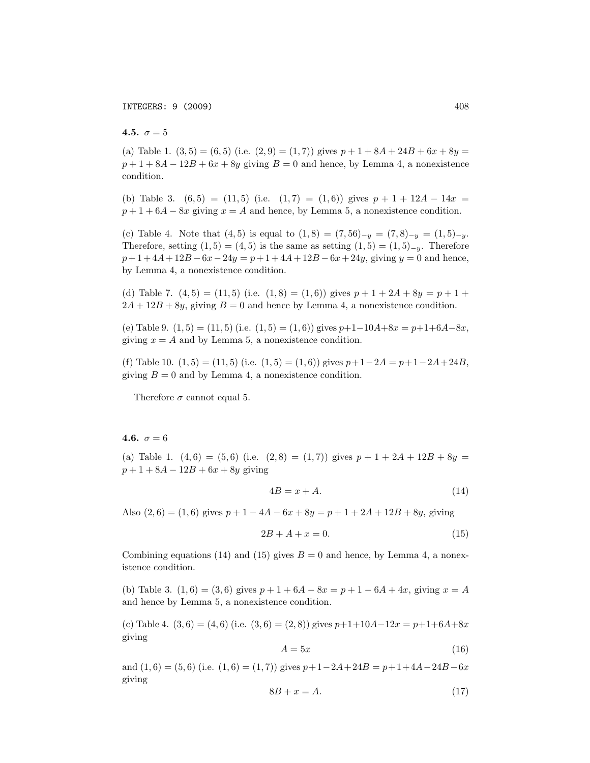### 4.5. $\sigma = 5$

(a) Table 1. $(3,5) = (6,5)$ (i.e. $(2,9) = (1,7)$) gives $p + 1 + 8A + 24B + 6x + 8y = p + 1 + 8A - 12B + 6x + 8y$ giving $B = 0$ and hence, by Lemma 4, a nonexistence condition.

(b) Table 3. $(6,5) = (11,5)$ (i.e. $(1,7) = (1,6)$) gives $p + 1 + 12A - 14x = p + 1 + 6A - 8x$ giving $x = A$ and hence, by Lemma 5, a nonexistence condition.

(c) Table 4. Note that $(4,5)$ is equal to $(1,8) = (7,56)_{-y} = (7,8)_{-y} = (1,5)_{-y}$. Therefore, setting $(1,5) = (4,5)$ is the same as setting $(1,5) = (1,5)_{-y}$. Therefore $p+1+4A+12B-6x-24y = p+1+4A+12B-6x+24y$, giving $y = 0$ and hence, by Lemma 4, a nonexistence condition.

(d) Table 7. $(4,5) = (11,5)$ (i.e. $(1,8) = (1,6)$) gives $p + 1 + 2A + 8y = p + 1 + 2A + 12B + 8y$, giving $B = 0$ and hence by Lemma 4, a nonexistence condition.

(e) Table 9. $(1,5) = (11,5)$ (i.e. $(1,5) = (1,6)$) gives $p+1-10A+8x = p+1+6A-8x$, giving $x = A$ and by Lemma 5, a nonexistence condition.

(f) Table 10. $(1,5) = (11,5)$ (i.e. $(1,5) = (1,6)$) gives $p+1-2A = p+1-2A+24B$, giving $B = 0$ and by Lemma 4, a nonexistence condition.

Therefore $\sigma$ cannot equal 5.

### 4.6. $\sigma = 6$

(a) Table 1. $(4,6) = (5,6)$ (i.e. $(2,8) = (1,7)$) gives $p + 1 + 2A + 12B + 8y = p + 1 + 8A - 12B + 6x + 8y$ giving

$$4B = x + A. \tag{14}$$

Also $(2,6) = (1,6)$ gives $p + 1 - 4A - 6x + 8y = p + 1 + 2A + 12B + 8y$, giving

$$2B + A + x = 0. \tag{15}$$

Combining equations (14) and (15) gives $B = 0$ and hence, by Lemma 4, a nonexistence condition.

(b) Table 3. $(1,6) = (3,6)$ gives $p + 1 + 6A - 8x = p + 1 - 6A + 4x$, giving $x = A$ and hence by Lemma 5, a nonexistence condition.

(c) Table 4. $(3,6) = (4,6)$ (i.e. $(3,6) = (2,8)$) gives $p+1+10A-12x = p+1+6A+8x$ giving

$$A = 5x \tag{16}$$

and $(1,6) = (5,6)$ (i.e. $(1,6) = (1,7)$) gives $p+1-2A+24B = p+1+4A-24B-6x$ giving

$$8B + x = A. \tag{17}$$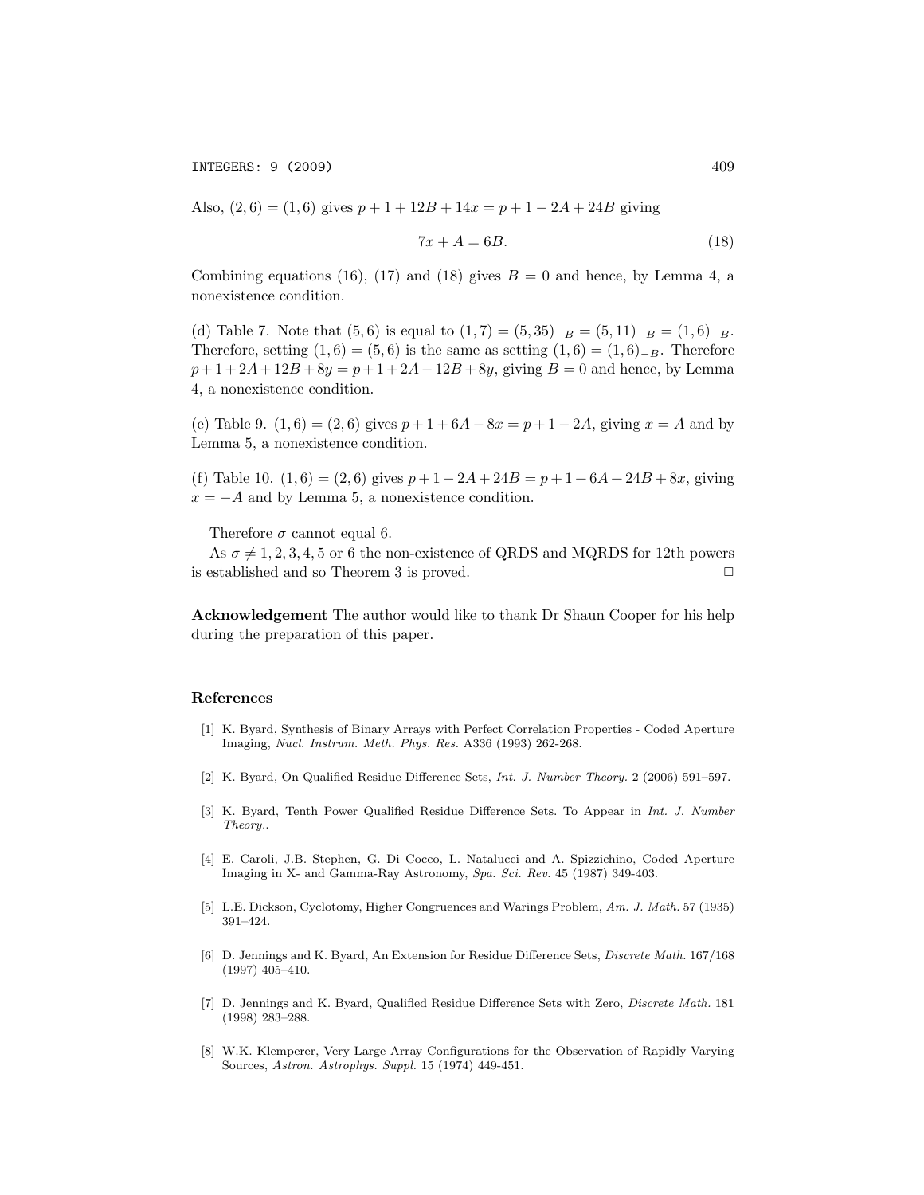Also, $(2, 6) = (1, 6)$ gives $p + 1 + 12B + 14x = p + 1 - 2A + 24B$ giving

$$7x + A = 6B. \tag{18}$$

Combining equations (16), (17) and (18) gives $B = 0$ and hence, by Lemma 4, a nonexistence condition.

(d) Table 7. Note that $(5, 6)$ is equal to $(1, 7) = (5, 35)_{-B} = (5, 11)_{-B} = (1, 6)_{-B}$. Therefore, setting $(1, 6) = (5, 6)$ is the same as setting $(1, 6) = (1, 6)_{-B}$. Therefore $p + 1 + 2A + 12B + 8y = p + 1 + 2A - 12B + 8y$, giving $B = 0$ and hence, by Lemma 4, a nonexistence condition.

(e) Table 9. $(1, 6) = (2, 6)$ gives $p + 1 + 6A - 8x = p + 1 - 2A$, giving $x = A$ and by Lemma 5, a nonexistence condition.

(f) Table 10. $(1, 6) = (2, 6)$ gives $p + 1 - 2A + 24B = p + 1 + 6A + 24B + 8x$, giving $x = -A$ and by Lemma 5, a nonexistence condition.

Therefore $\sigma$ cannot equal 6.

As $\sigma \neq 1, 2, 3, 4, 5$ or 6 the non-existence of QRDS and MQRDS for 12th powers is established and so Theorem 3 is proved. □

**Acknowledgement** The author would like to thank Dr Shaun Cooper for his help during the preparation of this paper.

## References

[1] K. Byard, Synthesis of Binary Arrays with Perfect Correlation Properties - Coded Aperture Imaging, *Nucl. Instrum. Meth. Phys. Res.* A336 (1993) 262-268.

[2] K. Byard, On Qualified Residue Difference Sets, *Int. J. Number Theory.* 2 (2006) 591–597.

[3] K. Byard, Tenth Power Qualified Residue Difference Sets. To Appear in *Int. J. Number Theory.*.

[4] E. Caroli, J.B. Stephen, G. Di Cocco, L. Natalucci and A. Spizzichino, Coded Aperture Imaging in X- and Gamma-Ray Astronomy, *Spa. Sci. Rev.* 45 (1987) 349-403.

[5] L.E. Dickson, Cyclotomy, Higher Congruences and Warings Problem, *Am. J. Math.* 57 (1935) 391–424.

[6] D. Jennings and K. Byard, An Extension for Residue Difference Sets, *Discrete Math.* 167/168 (1997) 405–410.

[7] D. Jennings and K. Byard, Qualified Residue Difference Sets with Zero, *Discrete Math.* 181 (1998) 283–288.

[8] W.K. Klemperer, Very Large Array Configurations for the Observation of Rapidly Varying Sources, *Astron. Astrophys. Suppl.* 15 (1974) 449-451.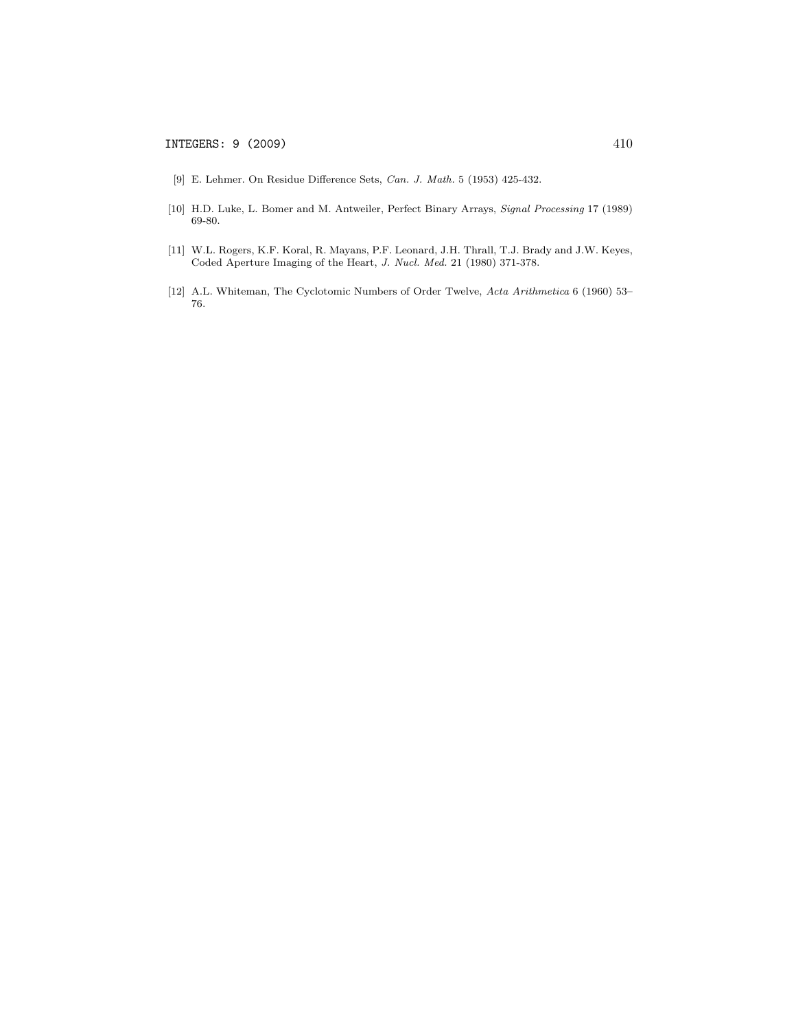[9] E. Lehmer. On Residue Difference Sets, *Can. J. Math.* 5 (1953) 425-432.

[10] H.D. Luke, L. Bomer and M. Antweiler, Perfect Binary Arrays, *Signal Processing* 17 (1989) 69-80.

[11] W.L. Rogers, K.F. Koral, R. Mayans, P.F. Leonard, J.H. Thrall, T.J. Brady and J.W. Keyes, Coded Aperture Imaging of the Heart, *J. Nucl. Med.* 21 (1980) 371-378.

[12] A.L. Whiteman, The Cyclotomic Numbers of Order Twelve, *Acta Arithmetica* 6 (1960) 53–76.